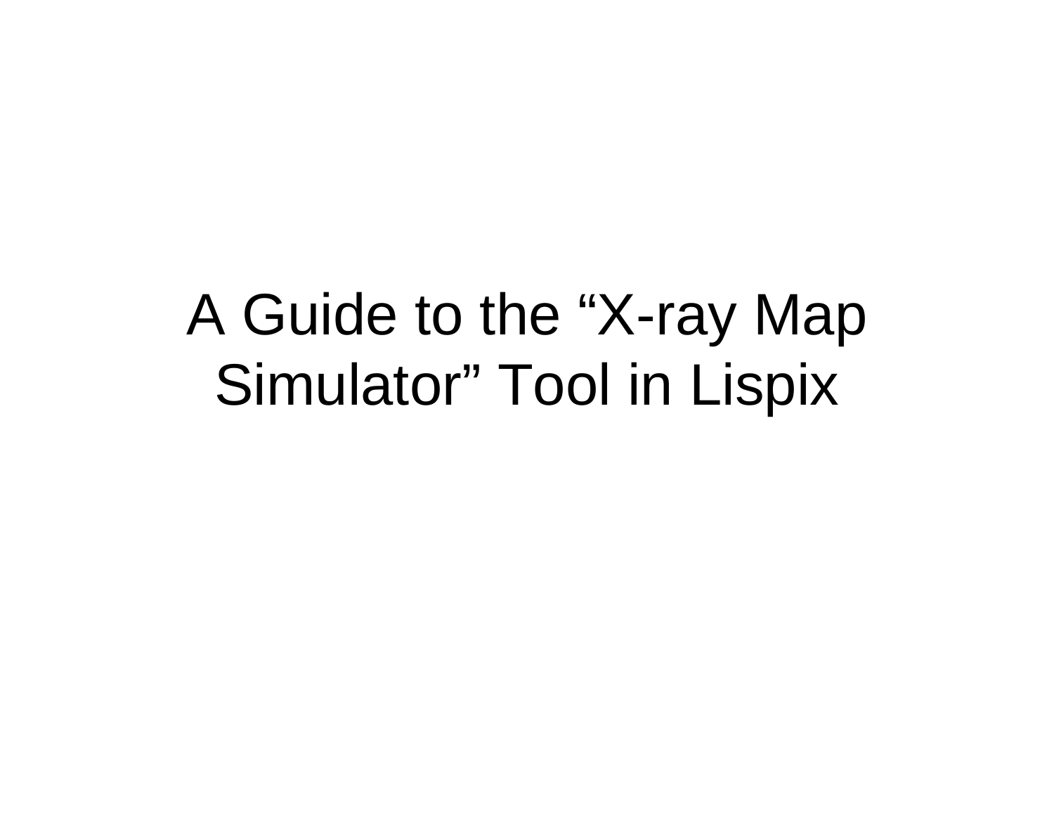# A Guide to the “X-ray Map Simulator” Tool in Lispix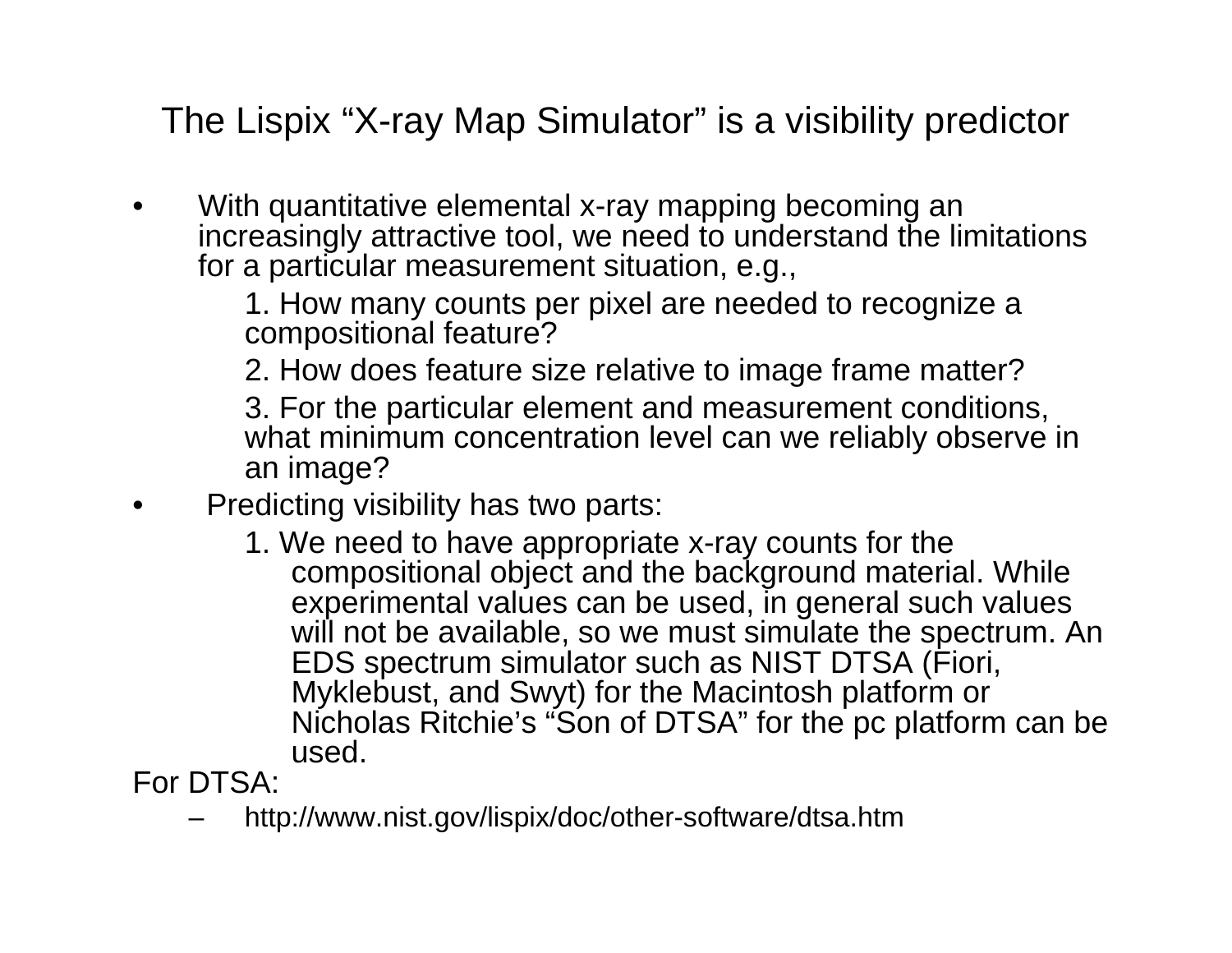# The Lispix "X-ray Map Simulator" is a visibility predictor

- With quantitative elemental x-ray mapping becoming an increasingly attractive tool, we need to understand the limitations for a particular measurement situation, e.g.,

  1. How many counts per pixel are needed to recognize a compositional feature?

  2. How does feature size relative to image frame matter?

  3. For the particular element and measurement conditions, what minimum concentration level can we reliably observe in an image?

- Predicting visibility has two parts:

  1. We need to have appropriate x-ray counts for the compositional object and the background material. While experimental values can be used, in general such values will not be available, so we must simulate the spectrum. An EDS spectrum simulator such as NIST DTSA (Fiori, Myklebust, and Swyt) for the Macintosh platform or Nicholas Ritchie's "Son of DTSA" for the pc platform can be used.

For DTSA:

- http://www.nist.gov/lispix/doc/other-software/dtsa.htm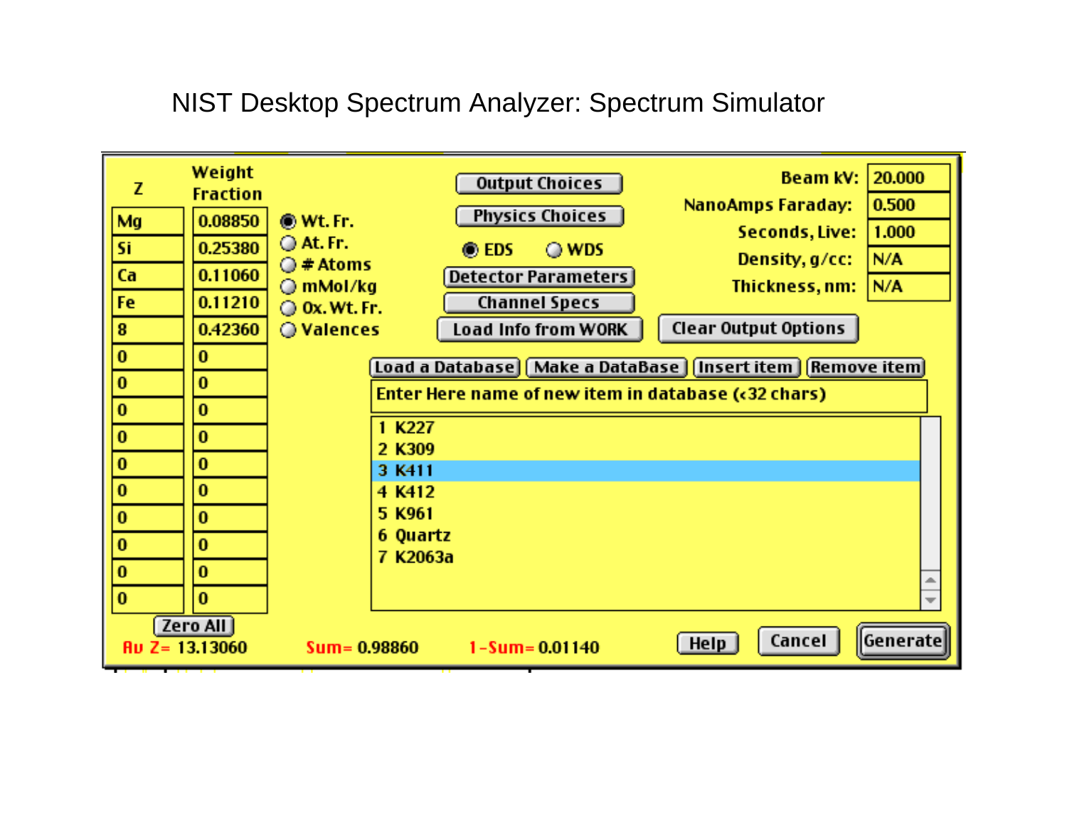# NIST Desktop Spectrum Analyzer: Spectrum Simulator

| Z | Weight Fraction |
|---|---|
| Mg | 0.08850 |
| Si | 0.25380 |
| Ca | 0.11060 |
| Fe | 0.11210 |
| 8 | 0.42360 |
| 0 | 0 |
| 0 | 0 |
| 0 | 0 |
| 0 | 0 |
| 0 | 0 |
| 0 | 0 |
| 0 | 0 |
| 0 | 0 |
| 0 | 0 |
| 0 | 0 |

Zero All

Av Z= 13.13060 Sum= 0.98860 1-Sum= 0.01140

- Wt. Fr. (selected)
- At. Fr.
- # Atoms
- mMol/kg
- Ox. Wt. Fr.
- Valences

Output Choices

Physics Choices

EDS (selected) WDS

Detector Parameters

Channel Specs

Load Info from WORK

Clear Output Options

| | |
|---|---|
| Beam kV: | 20.000 |
| NanoAmps Faraday: | 0.500 |
| Seconds, Live: | 1.000 |
| Density, g/cc: | N/A |
| Thickness, nm: | N/A |

Load a Database | Make a DataBase | Insert item | Remove item

Enter Here name of new item in database (<32 chars)

1 K227
2 K309
3 K411
4 K412
5 K961
6 Quartz
7 K2063a

Help | Cancel | Generate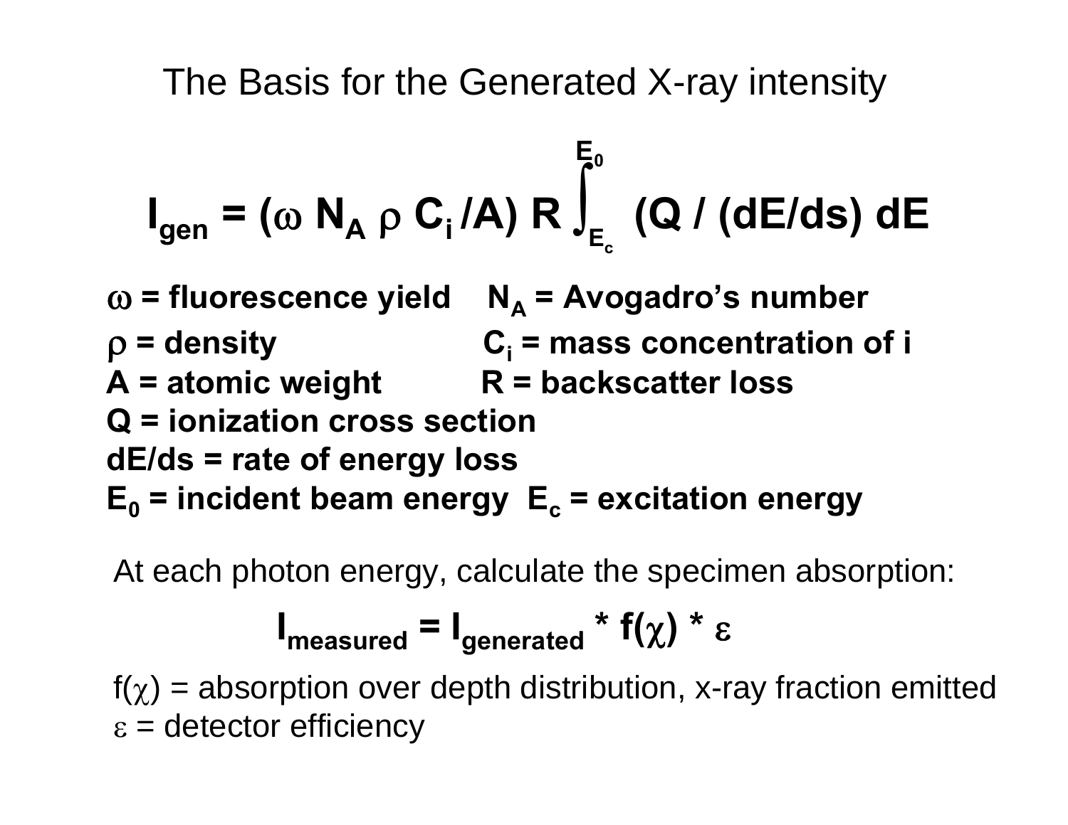# The Basis for the Generated X-ray intensity

$$I_{gen} = (\omega \, N_A \, \rho \, C_i / A) \, R \int_{E_c}^{E_0} (Q / (dE/ds) \, dE$$

**$\omega$ = fluorescence yield** **$N_A$ = Avogadro's number**
**$\rho$ = density** **$C_i$ = mass concentration of i**
**A = atomic weight** **R = backscatter loss**
**Q = ionization cross section**
**dE/ds = rate of energy loss**
**$E_0$ = incident beam energy** **$E_c$ = excitation energy**

At each photon energy, calculate the specimen absorption:

$$I_{measured} = I_{generated} * f(\chi) * \varepsilon$$

$f(\chi)$ = absorption over depth distribution, x-ray fraction emitted
$\varepsilon$ = detector efficiency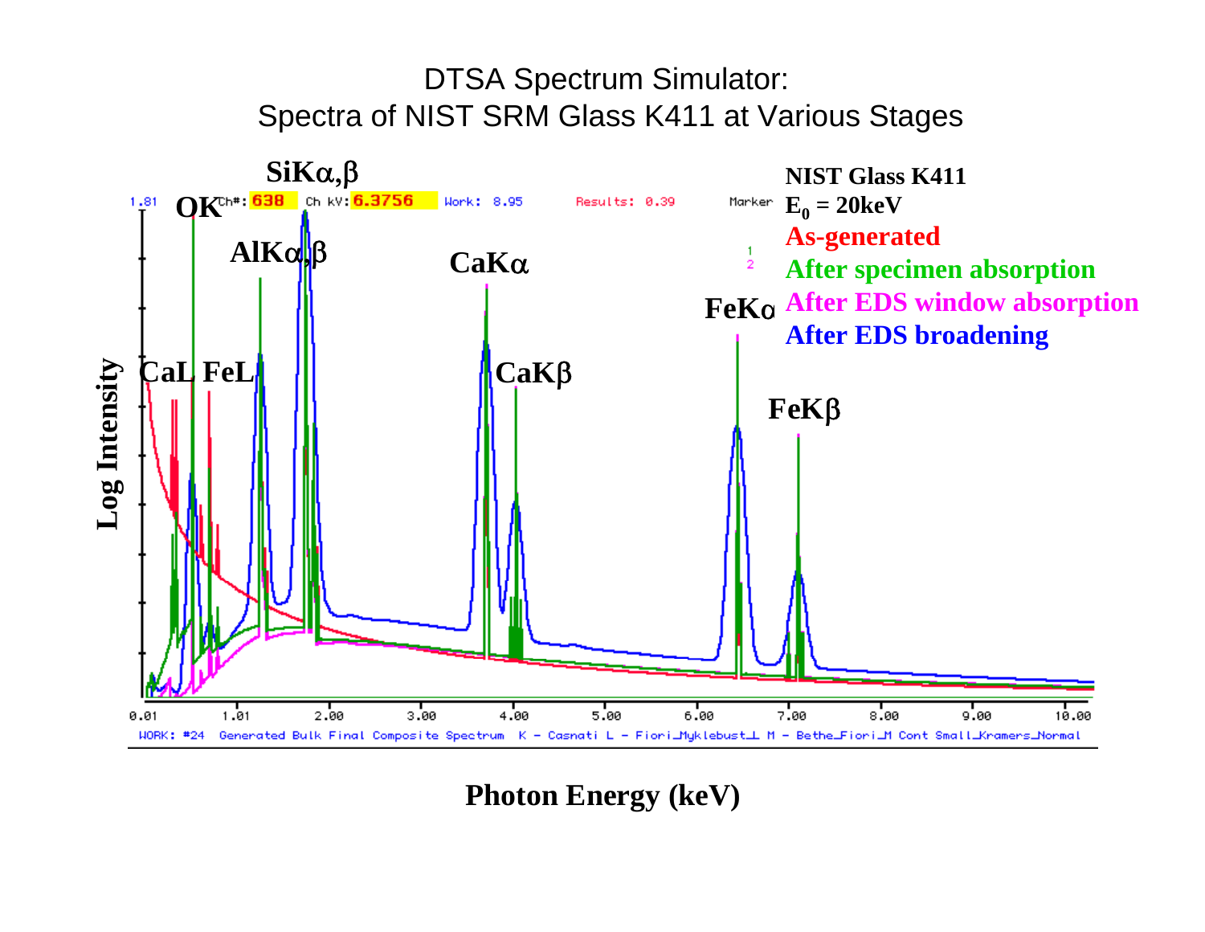# DTSA Spectrum Simulator:
# Spectra of NIST SRM Glass K411 at Various Stages

**NIST Glass K411**
$E_0$ = 20keV

- As-generated
- After specimen absorption
- After EDS window absorption
- After EDS broadening

Log Intensity

Photon Energy (keV)

Peaks labeled: OK, SiKα,β, AlKα,β, CaKα, CaKβ, FeKα, FeKβ, CaL, FeL

1.81 Ch#: 638 Ch kV: 6.3756 Work: 8.95 Results: 0.39 Marker

0.01 1.01 2.00 3.00 4.00 5.00 6.00 7.00 8.00 9.00 10.00

WORK: #24 Generated Bulk Final Composite Spectrum K - Casnati L - Fiori_Myklebust_L M - Bethe_Fiori_M Cont Small_Kramers_Normal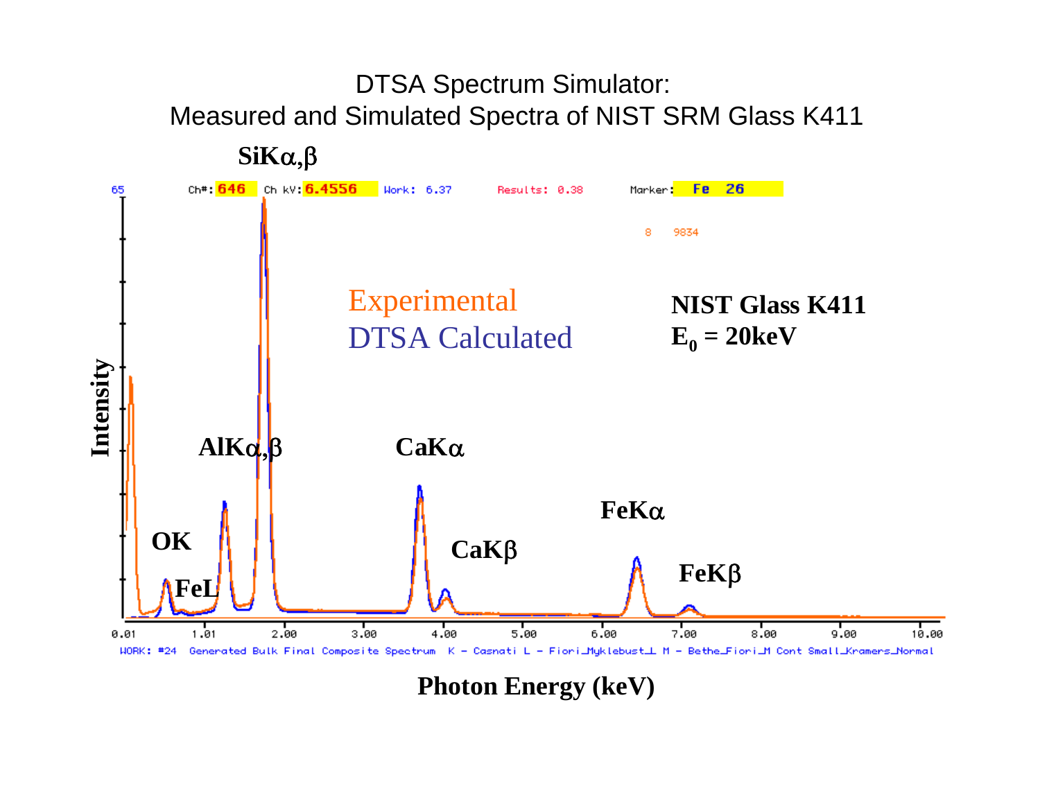# DTSA Spectrum Simulator:
# Measured and Simulated Spectra of NIST SRM Glass K411

SiKα,β

65 Ch#: 646 Ch kV: 6.4556 Work: 6.37 Results: 0.38 Marker: Fe 26

8 9834

Experimental

DTSA Calculated

**NIST Glass K411**

**$E_0$ = 20keV**

**AlKα,β**

**CaKα**

**OK**

**FeL**

**CaKβ**

**FeKα**

**FeKβ**

**Intensity**

0.01 1.01 2.00 3.00 4.00 5.00 6.00 7.00 8.00 9.00 10.00

WORK: #24 Generated Bulk Final Composite Spectrum K - Casnati L - Fiori_Myklebust_L M - Bethe_Fiori_M Cont Small_Kramers_Normal

**Photon Energy (keV)**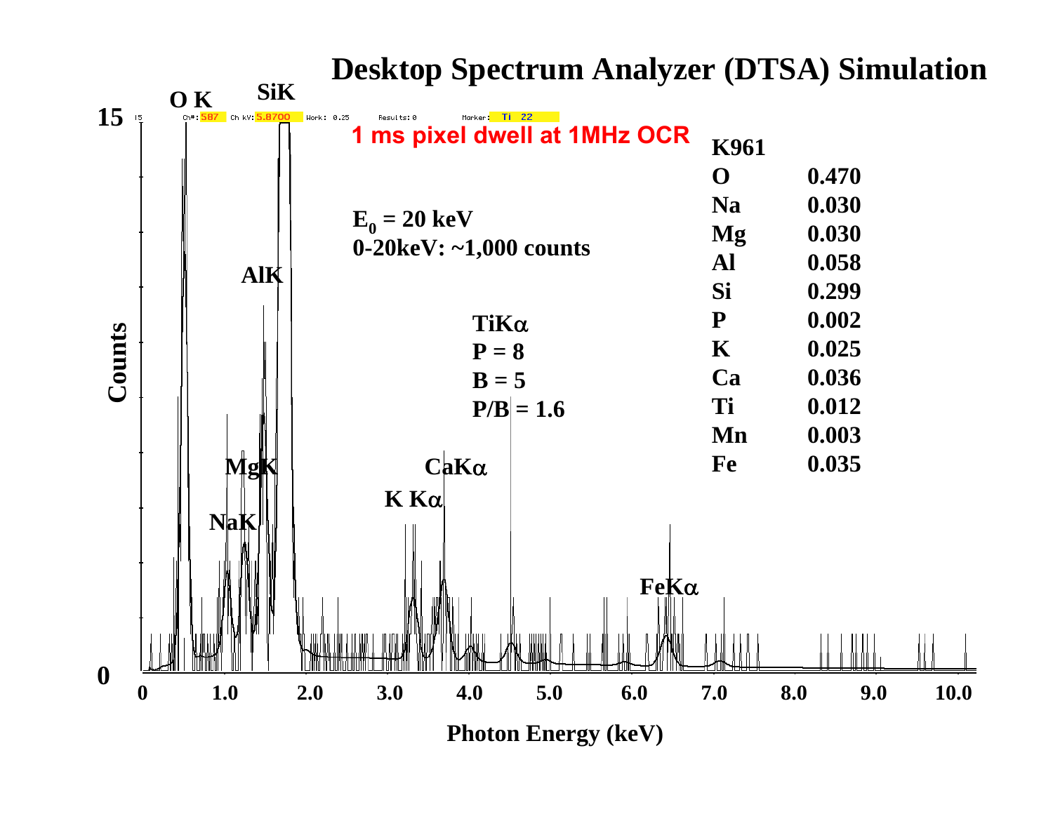# Desktop Spectrum Analyzer (DTSA) Simulation

**1 ms pixel dwell at 1MHz OCR**

$E_0$ = 20 keV
0-20keV: ~1,000 counts

TiKα
P = 8
B = 5
P/B = 1.6

| K961 | |
|---|---|
| O | 0.470 |
| Na | 0.030 |
| Mg | 0.030 |
| Al | 0.058 |
| Si | 0.299 |
| P | 0.002 |
| K | 0.025 |
| Ca | 0.036 |
| Ti | 0.012 |
| Mn | 0.003 |
| Fe | 0.035 |

Counts (0–15) vs. Photon Energy (keV) (0–10.0); peaks labeled: O K, NaK, MgK, AlK, SiK, K Kα, CaKα, FeKα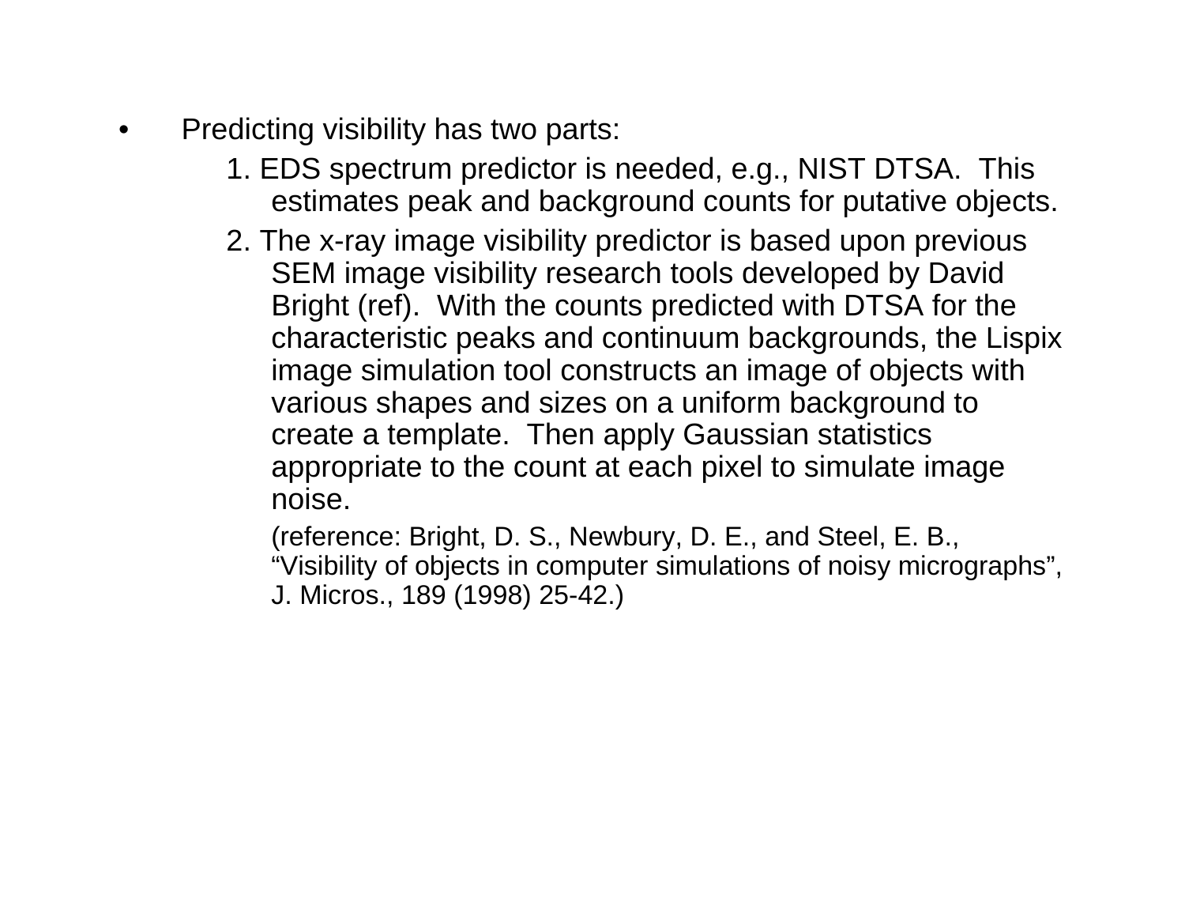- Predicting visibility has two parts:
    1. EDS spectrum predictor is needed, e.g., NIST DTSA. This estimates peak and background counts for putative objects.
    2. The x-ray image visibility predictor is based upon previous SEM image visibility research tools developed by David Bright (ref). With the counts predicted with DTSA for the characteristic peaks and continuum backgrounds, the Lispix image simulation tool constructs an image of objects with various shapes and sizes on a uniform background to create a template. Then apply Gaussian statistics appropriate to the count at each pixel to simulate image noise.

       (reference: Bright, D. S., Newbury, D. E., and Steel, E. B., "Visibility of objects in computer simulations of noisy micrographs", J. Micros., 189 (1998) 25-42.)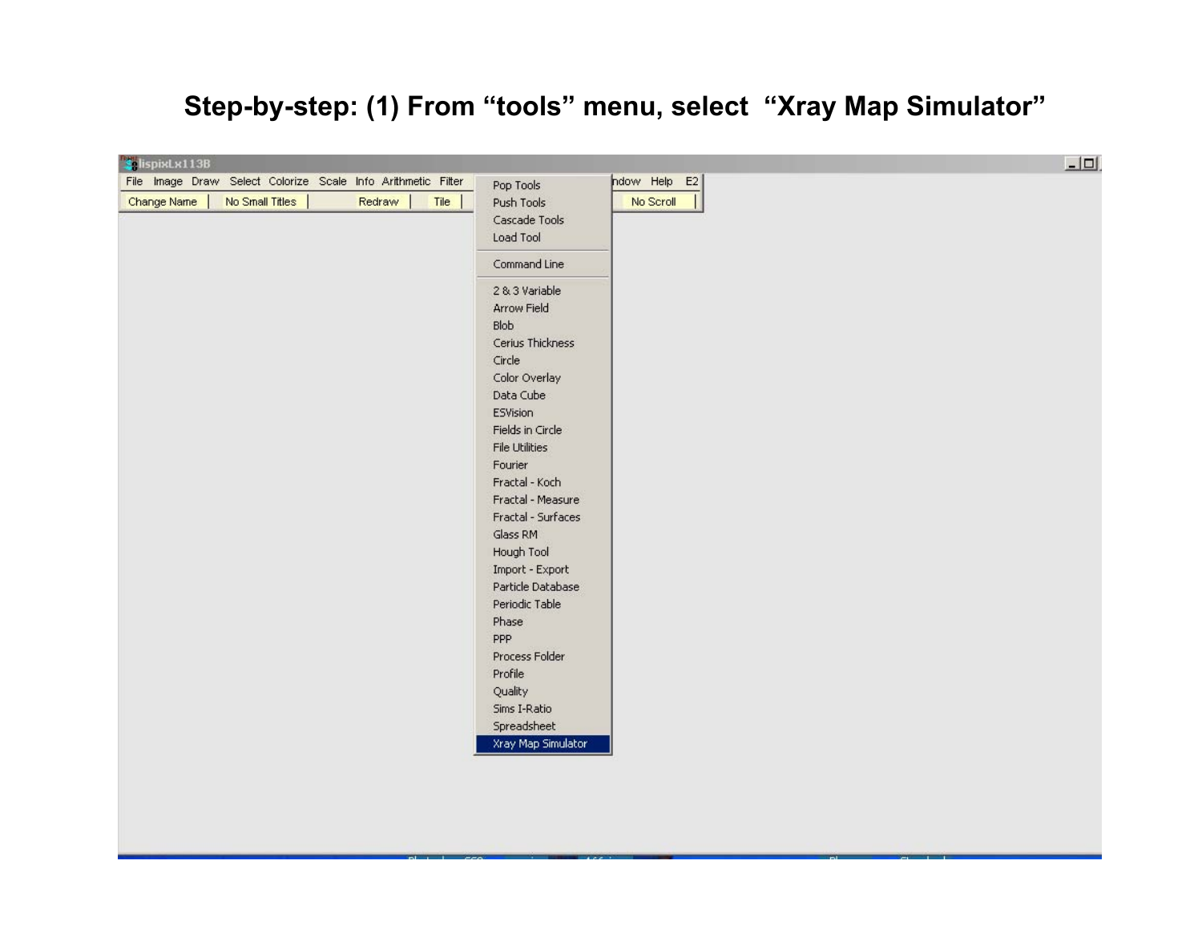# Step-by-step: (1) From “tools” menu, select “Xray Map Simulator”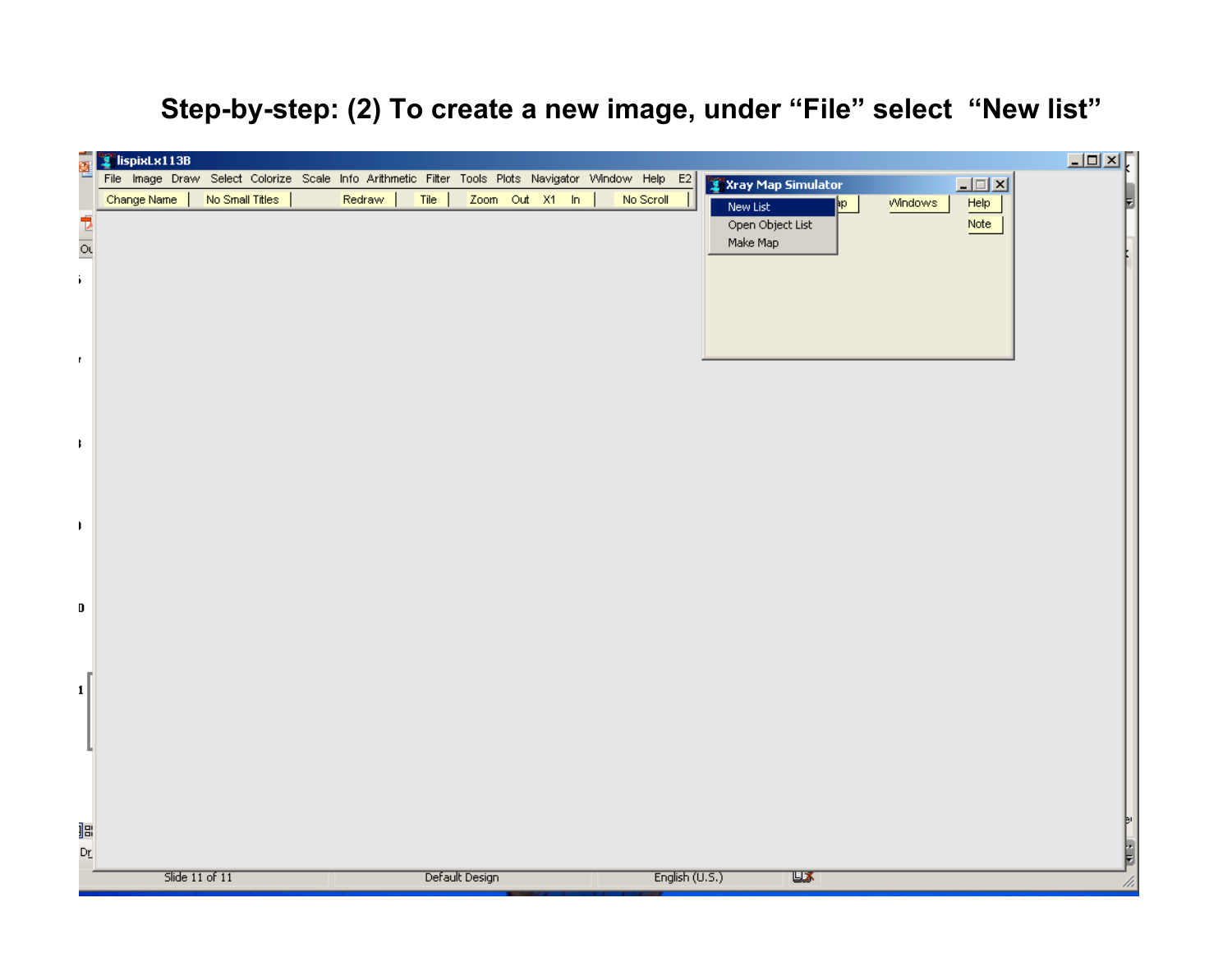# Step-by-step: (2) To create a new image, under “File” select “New list”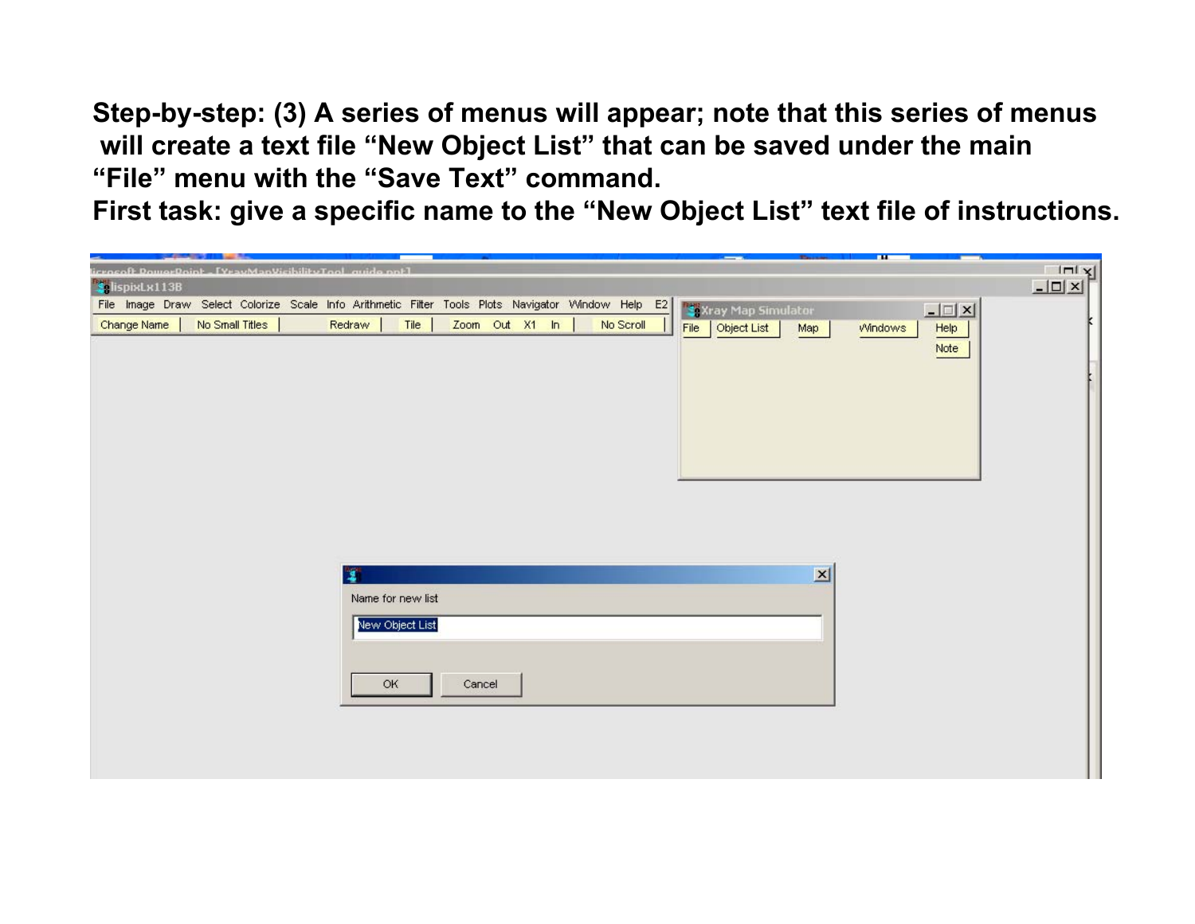**Step-by-step: (3) A series of menus will appear; note that this series of menus will create a text file "New Object List" that can be saved under the main "File" menu with the "Save Text" command.**

**First task: give a specific name to the "New Object List" text file of instructions.**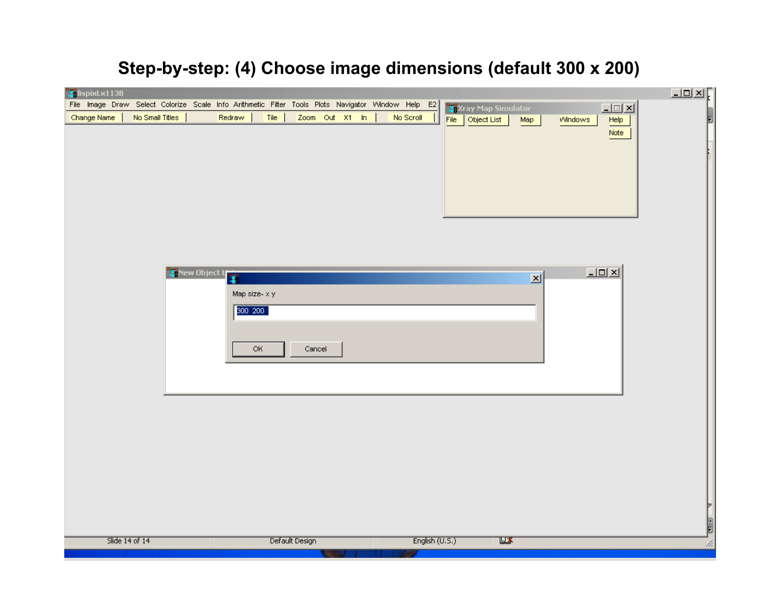# Step-by-step: (4) Choose image dimensions (default 300 x 200)

lispixLx113B

File Image Draw Select Colorize Scale Info Arithmetic Filter Tools Plots Navigator Window Help E2

Change Name | No Small Titles | Redraw | Tile | Zoom Out X1 In | No Scroll

Xray Map Simulator

File | Object List | Map | Windows | Help | Note

New Object List

Map size- x y

300 200

OK | Cancel

Slide 14 of 14 | Default Design | English (U.S.)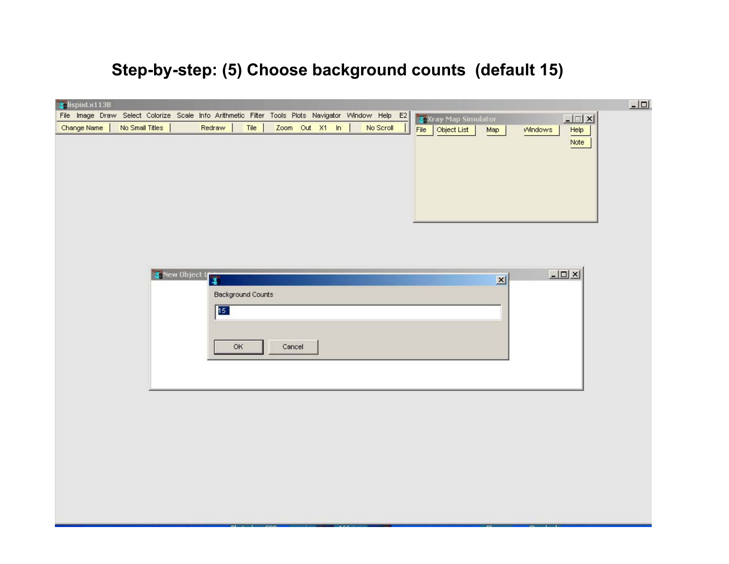# Step-by-step: (5) Choose background counts (default 15)

lispixLx113B

File Image Draw Select Colorize Scale Info Arithmetic Filter Tools Plots Navigator Window Help E2

Change Name | No Small Titles | Redraw | Tile | Zoom Out X1 In | No Scroll

Xray Map Simulator

File | Object List | Map | Windows | Help | Note

New Object List

Background Counts

15

OK | Cancel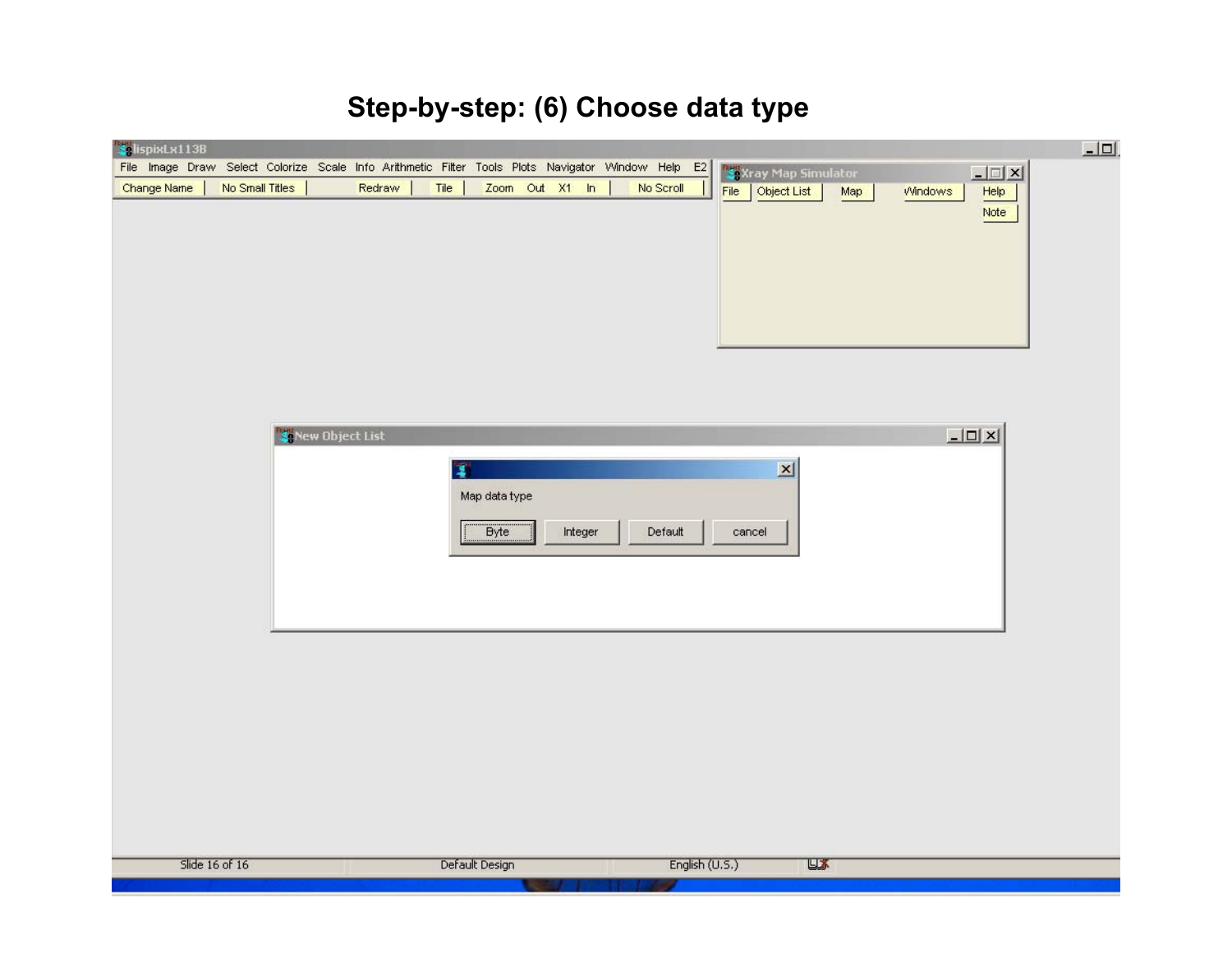# Step-by-step: (6) Choose data type

lispixLx113B

File Image Draw Select Colorize Scale Info Arithmetic Filter Tools Plots Navigator Window Help E2

Change Name | No Small Titles | Redraw | Tile | Zoom Out X1 In | No Scroll

Xray Map Simulator

File | Object List | Map | Windows | Help | Note

New Object List

Map data type

Byte | Integer | Default | cancel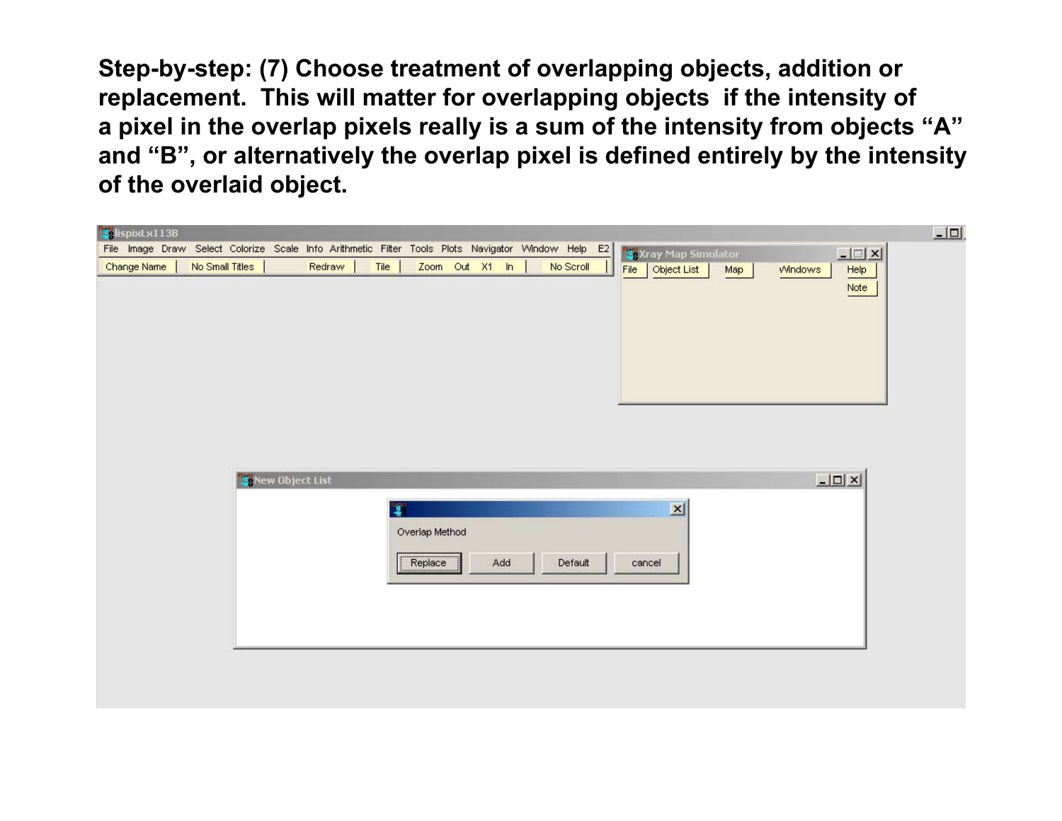**Step-by-step: (7) Choose treatment of overlapping objects, addition or replacement. This will matter for overlapping objects if the intensity of a pixel in the overlap pixels really is a sum of the intensity from objects "A" and "B", or alternatively the overlap pixel is defined entirely by the intensity of the overlaid object.**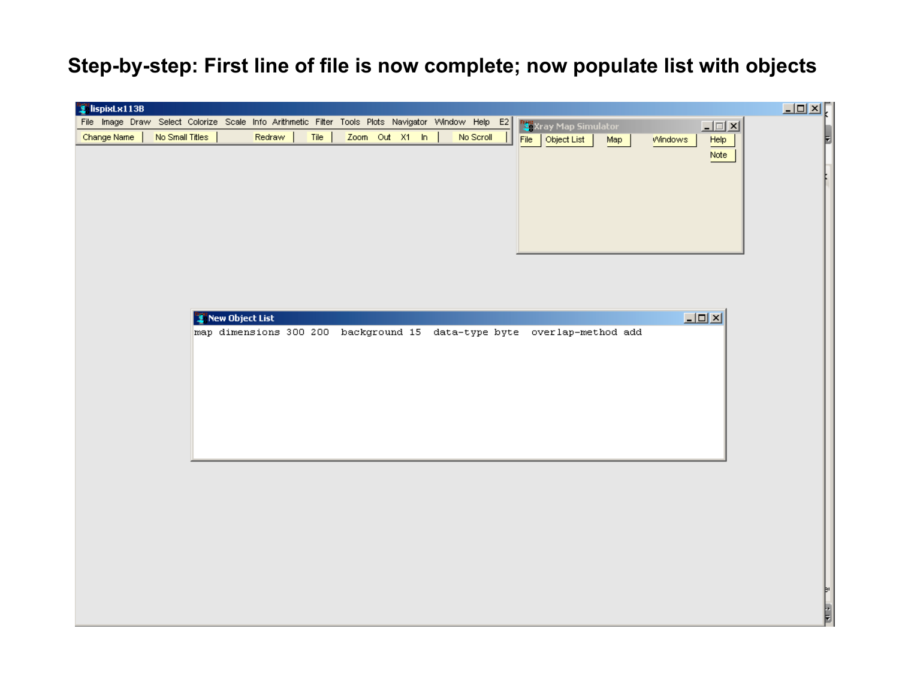# Step-by-step: First line of file is now complete; now populate list with objects

lispixLx113B

File Image Draw Select Colorize Scale Info Arithmetic Filter Tools Plots Navigator Window Help E2

Change Name | No Small Titles | Redraw | Tile | Zoom Out X1 In | No Scroll

Xray Map Simulator

File | Object List | Map | Windows | Help | Note

New Object List

```
map dimensions 300 200  background 15  data-type byte  overlap-method add
```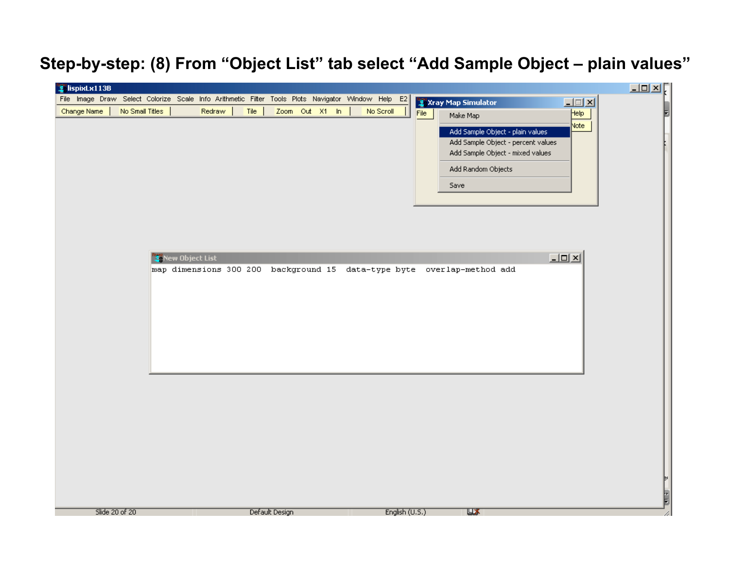# Step-by-step: (8) From "Object List" tab select "Add Sample Object – plain values"

lispixLx113B

File Image Draw Select Colorize Scale Info Arithmetic Filter Tools Plots Navigator Window Help E2

Change Name | No Small Titles | Redraw | Tile | Zoom Out X1 In | No Scroll

Xray Map Simulator

File | Help | Note

- Make Map
- Add Sample Object - plain values
- Add Sample Object - percent values
- Add Sample Object - mixed values
- Add Random Objects
- Save

New Object List

```
map dimensions 300 200  background 15  data-type byte  overlap-method add
```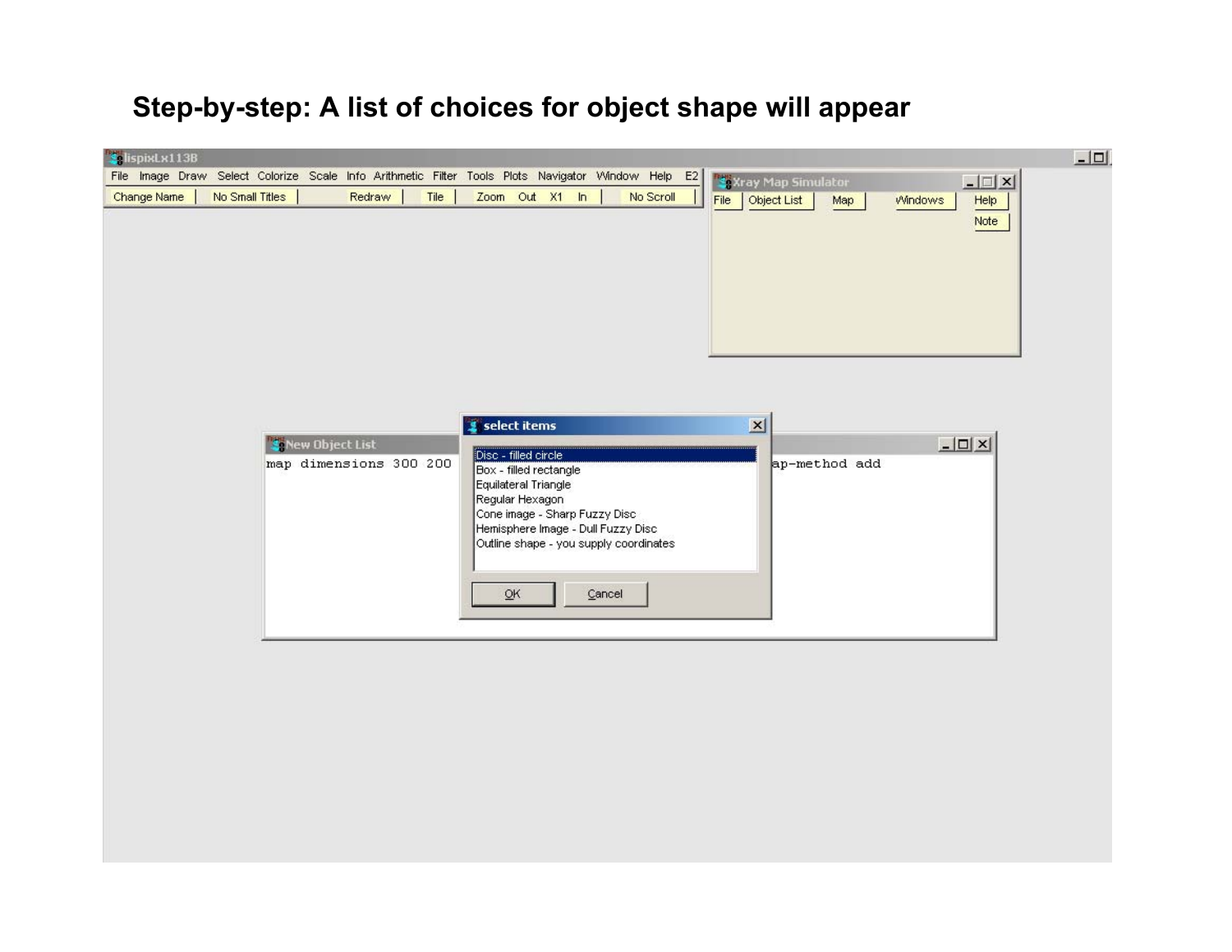## Step-by-step: A list of choices for object shape will appear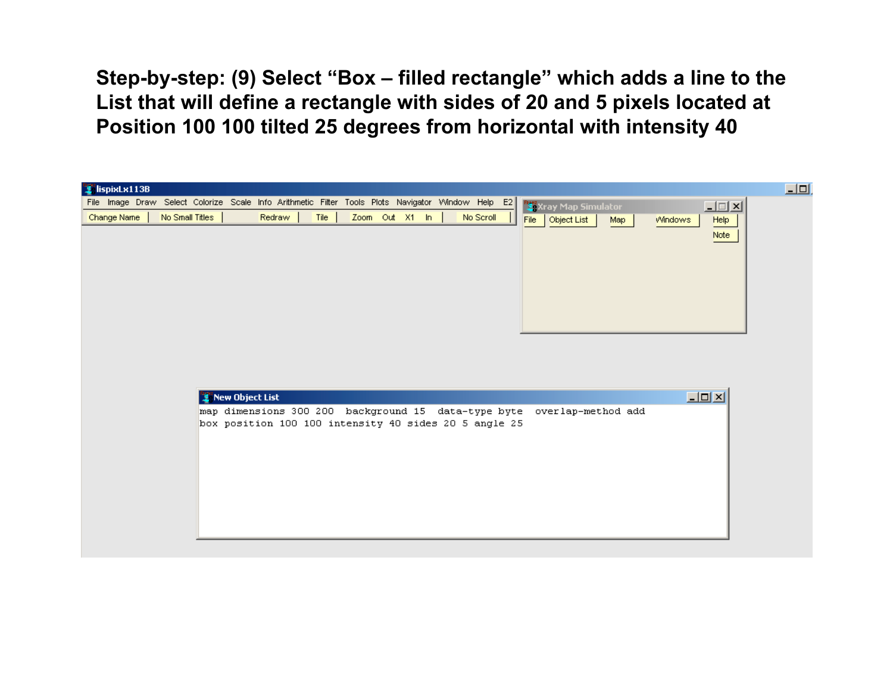**Step-by-step: (9) Select “Box – filled rectangle” which adds a line to the List that will define a rectangle with sides of 20 and 5 pixels located at Position 100 100 tilted 25 degrees from horizontal with intensity 40**

lispixLx113B

File Image Draw Select Colorize Scale Info Arithmetic Filter Tools Plots Navigator Window Help E2

Change Name | No Small Titles | Redraw | Tile | Zoom Out X1 In | No Scroll

Xray Map Simulator

File | Object List | Map | Windows | Help | Note

New Object List

```
map dimensions 300 200  background 15  data-type byte  overlap-method add
box position 100 100 intensity 40 sides 20 5 angle 25
```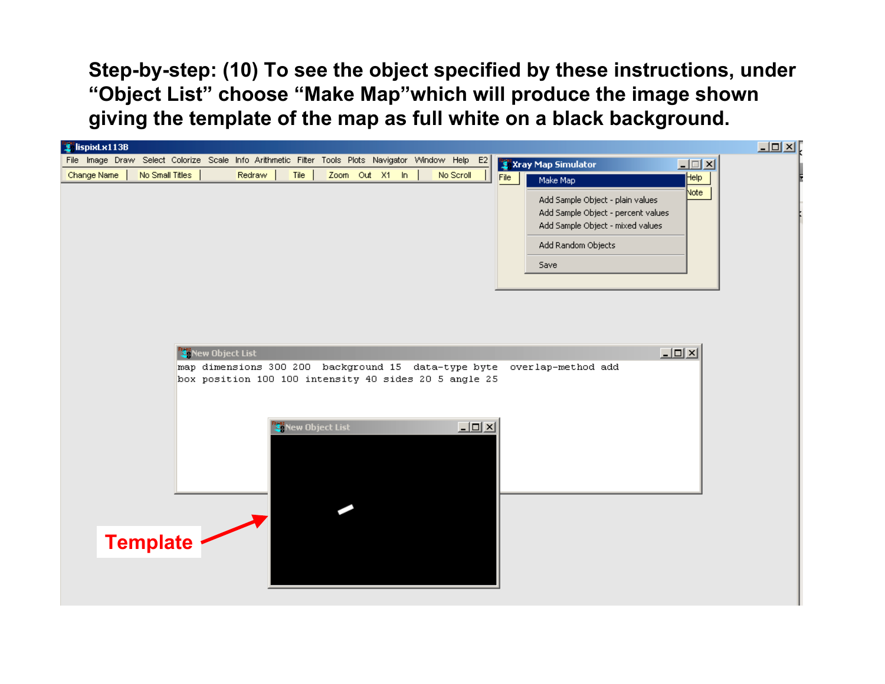**Step-by-step: (10) To see the object specified by these instructions, under “Object List” choose “Make Map”which will produce the image shown giving the template of the map as full white on a black background.**

lispixLx113B

File Image Draw Select Colorize Scale Info Arithmetic Filter Tools Plots Navigator Window Help E2

Change Name | No Small Titles | Redraw | Tile | Zoom Out X1 In | No Scroll

Xray Map Simulator

File | Help | Note

- Make Map
- Add Sample Object - plain values
- Add Sample Object - percent values
- Add Sample Object - mixed values
- Add Random Objects
- Save

New Object List

```
map dimensions 300 200  background 15  data-type byte  overlap-method add
box position 100 100 intensity 40 sides 20 5 angle 25
```

New Object List

Template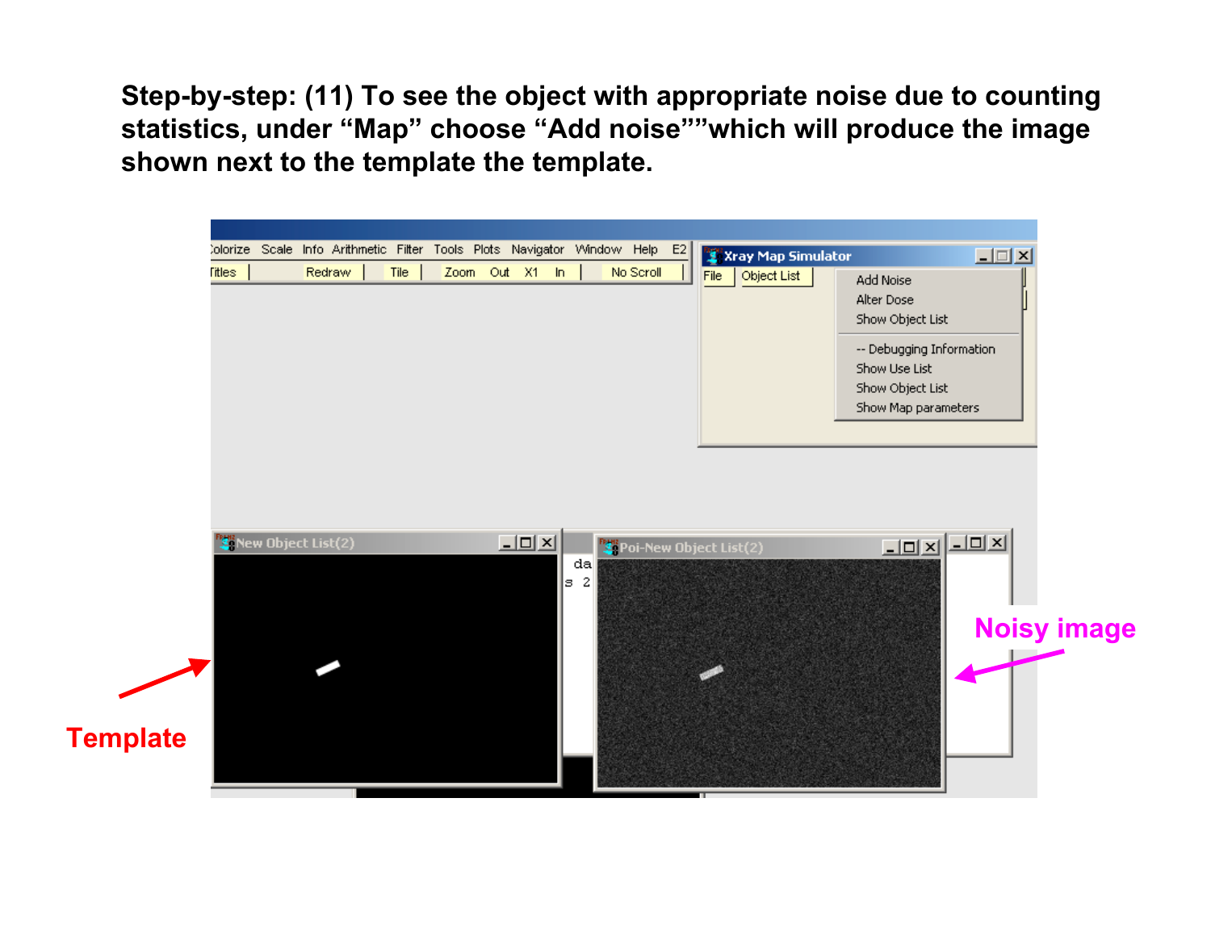**Step-by-step: (11) To see the object with appropriate noise due to counting statistics, under “Map” choose “Add noise””which will produce the image shown next to the template the template.**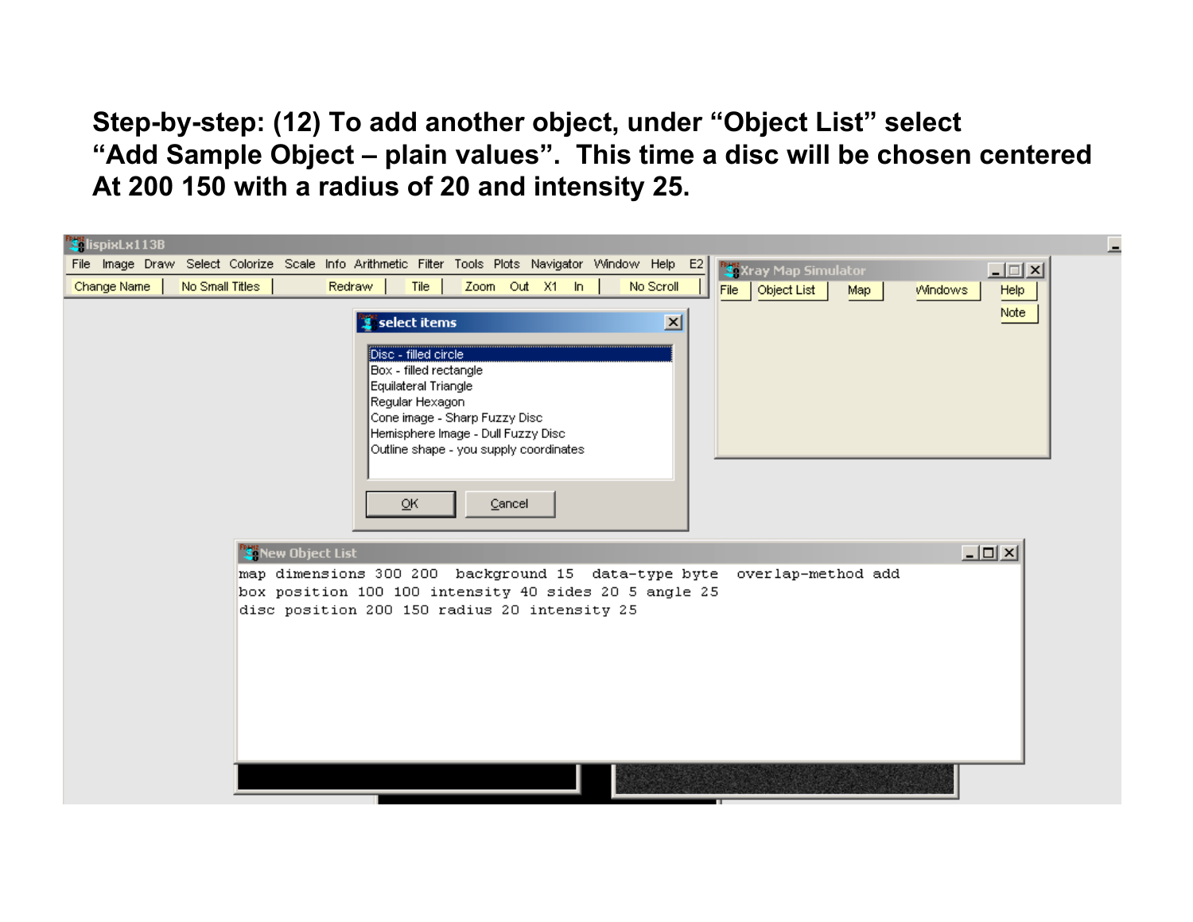**Step-by-step: (12) To add another object, under "Object List" select "Add Sample Object – plain values". This time a disc will be chosen centered At 200 150 with a radius of 20 and intensity 25.**

lispixLx113B

File Image Draw Select Colorize Scale Info Arithmetic Filter Tools Plots Navigator Window Help E2

Change Name | No Small Titles | Redraw | Tile | Zoom Out X1 In | No Scroll

**select items**

- Disc - filled circle
- Box - filled rectangle
- Equilateral Triangle
- Regular Hexagon
- Cone image - Sharp Fuzzy Disc
- Hemisphere Image - Dull Fuzzy Disc
- Outline shape - you supply coordinates

OK | Cancel

Xray Map Simulator

File | Object List | Map | Windows | Help | Note

New Object List

```
map dimensions 300 200  background 15  data-type byte  overlap-method add
box position 100 100 intensity 40 sides 20 5 angle 25
disc position 200 150 radius 20 intensity 25
```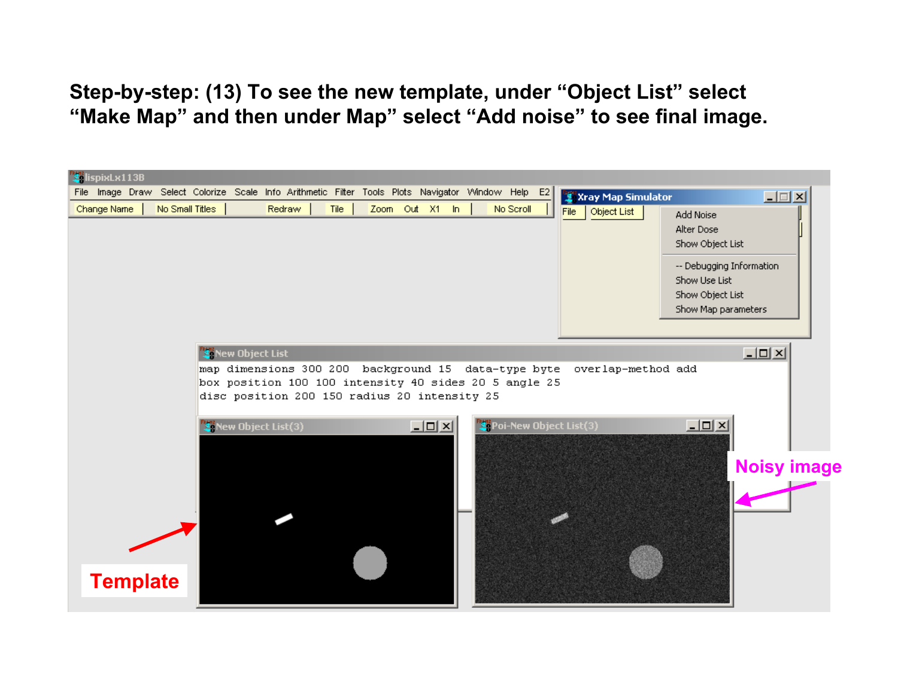**Step-by-step: (13) To see the new template, under "Object List" select "Make Map" and then under Map" select "Add noise" to see final image.**

lispixLx113B

File Image Draw Select Colorize Scale Info Arithmetic Filter Tools Plots Navigator Window Help E2

Change Name | No Small Titles | Redraw | Tile | Zoom Out X1 In | No Scroll

Xray Map Simulator

File | Object List

- Add Noise
- Alter Dose
- Show Object List
- -- Debugging Information
- Show Use List
- Show Object List
- Show Map parameters

New Object List

```
map dimensions 300 200  background 15  data-type byte  overlap-method add
box position 100 100 intensity 40 sides 20 5 angle 25
disc position 200 150 radius 20 intensity 25
```

New Object List(3)

Poi-New Object List(3)

Template

Noisy image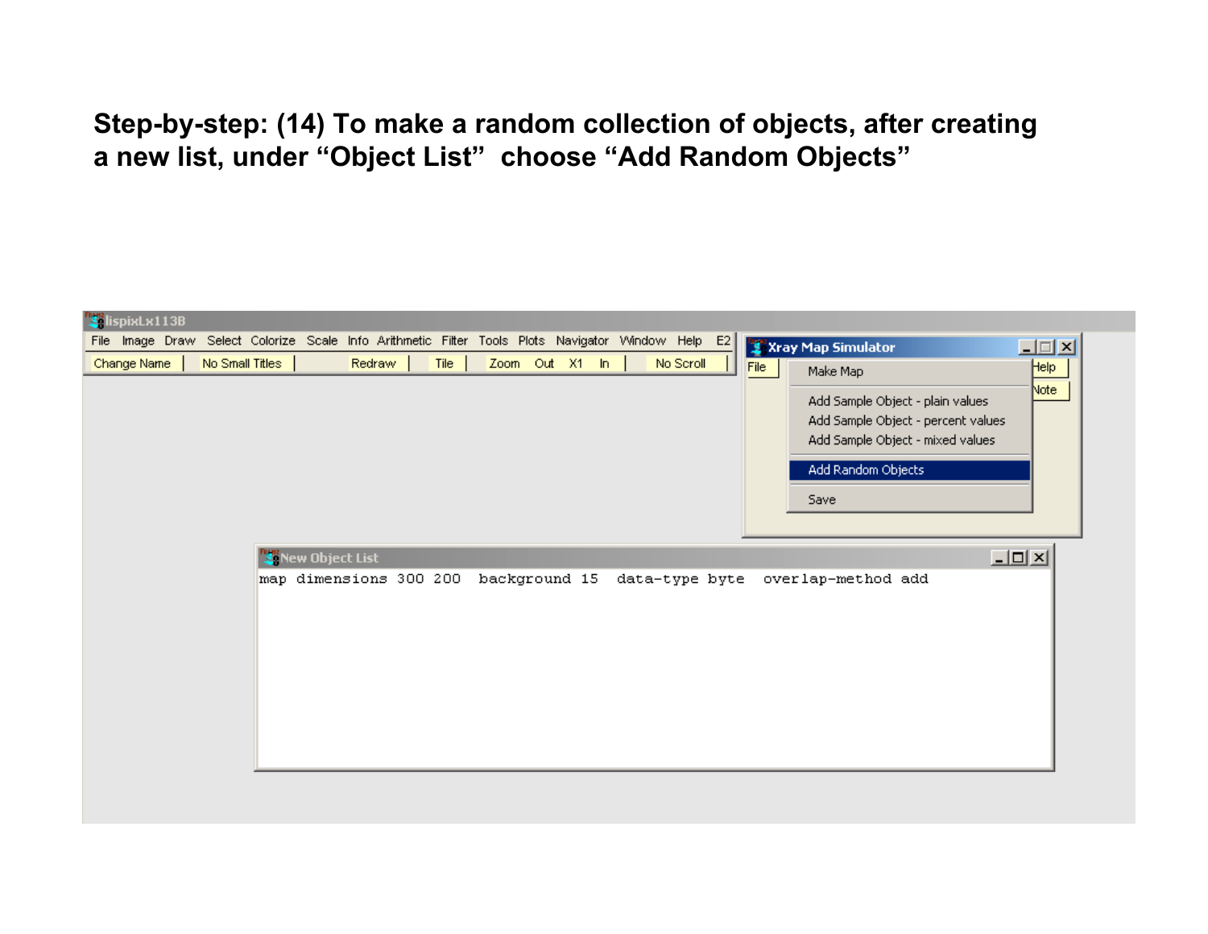**Step-by-step: (14) To make a random collection of objects, after creating a new list, under "Object List" choose "Add Random Objects"**

lispixLx113B

File Image Draw Select Colorize Scale Info Arithmetic Filter Tools Plots Navigator Window Help E2

Change Name | No Small Titles | Redraw | Tile | Zoom Out X1 In | No Scroll

Xray Map Simulator

File | Help | Note

- Make Map
- Add Sample Object - plain values
- Add Sample Object - percent values
- Add Sample Object - mixed values
- Add Random Objects
- Save

New Object List

```
map dimensions 300 200  background 15  data-type byte  overlap-method add
```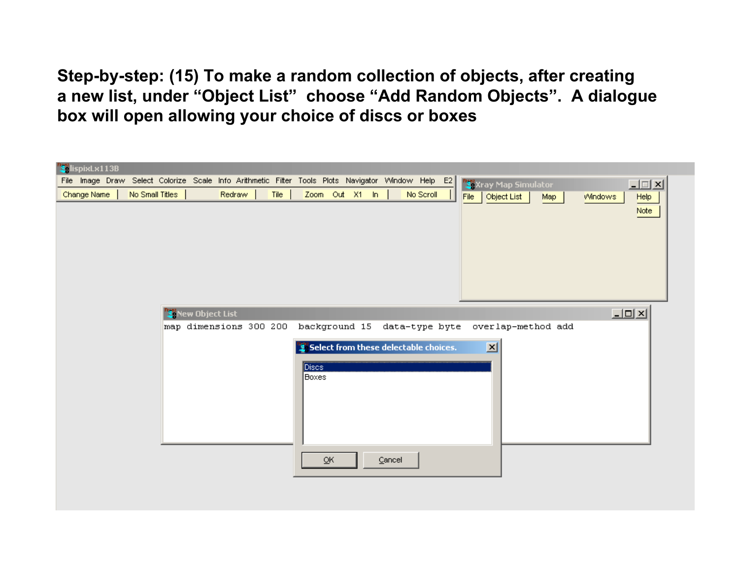**Step-by-step: (15) To make a random collection of objects, after creating a new list, under "Object List" choose "Add Random Objects". A dialogue box will open allowing your choice of discs or boxes**

lispixLx113B

File Image Draw Select Colorize Scale Info Arithmetic Filter Tools Plots Navigator Window Help E2

Change Name | No Small Titles | Redraw | Tile | Zoom Out X1 In | No Scroll

Xray Map Simulator

File | Object List | Map | Windows | Help | Note

New Object List

```
map dimensions 300 200  background 15  data-type byte  overlap-method add
```

Select from these delectable choices.

Discs
Boxes

OK | Cancel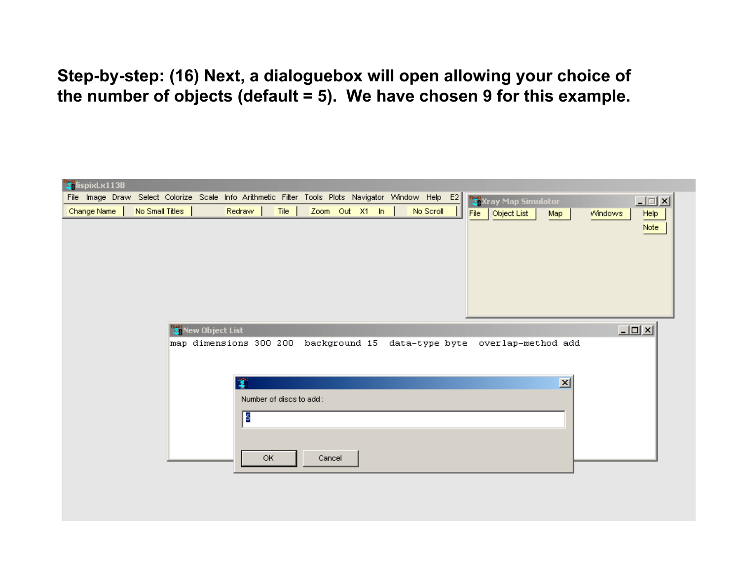**Step-by-step: (16) Next, a dialoguebox will open allowing your choice of the number of objects (default = 5). We have chosen 9 for this example.**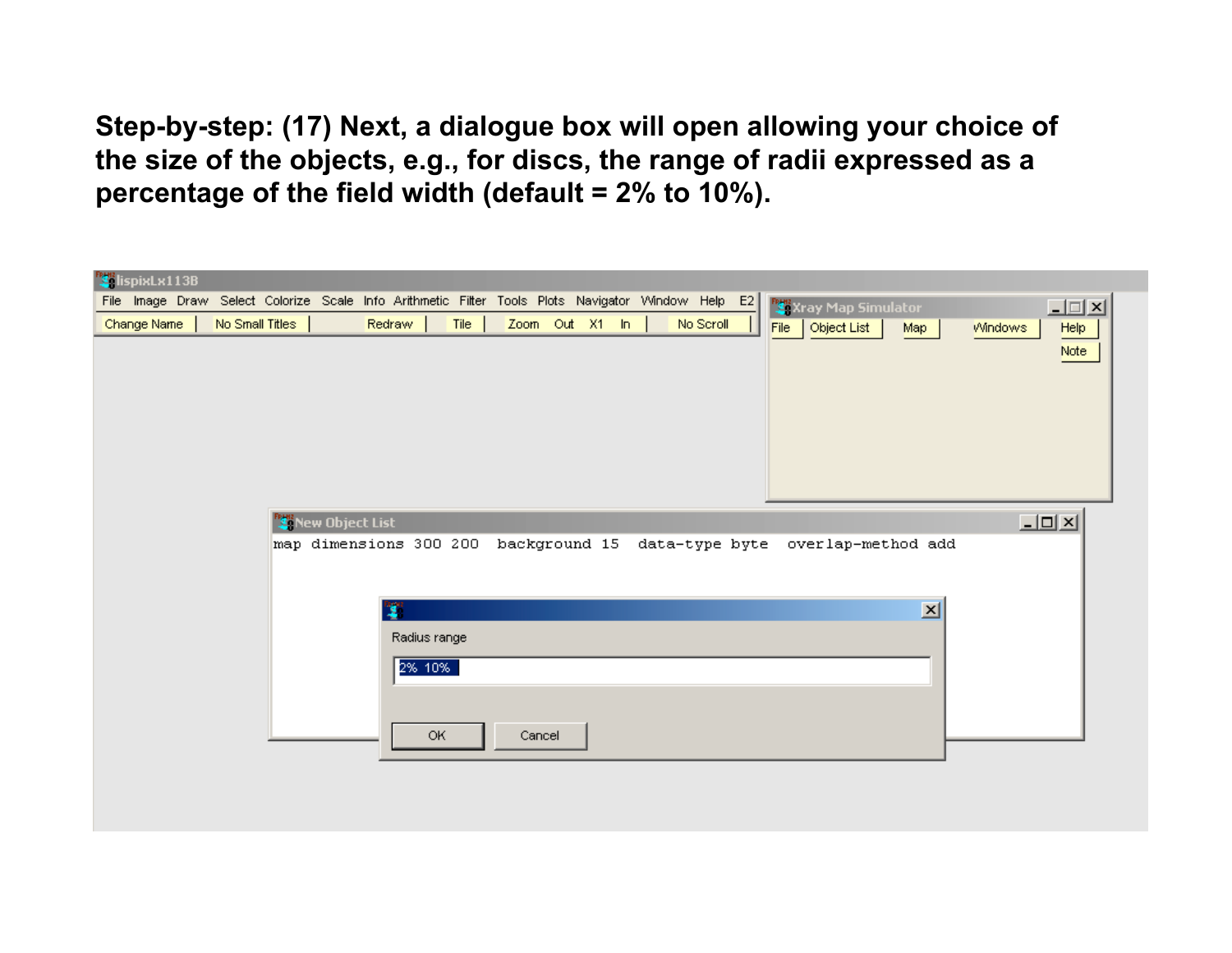**Step-by-step: (17) Next, a dialogue box will open allowing your choice of the size of the objects, e.g., for discs, the range of radii expressed as a percentage of the field width (default = 2% to 10%).**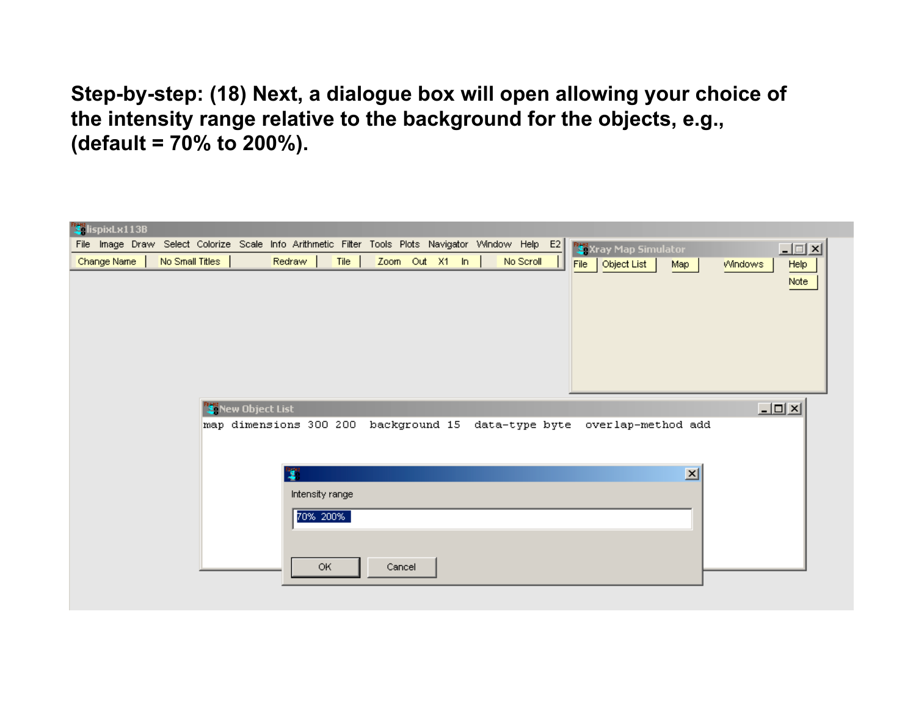**Step-by-step: (18) Next, a dialogue box will open allowing your choice of the intensity range relative to the background for the objects, e.g., (default = 70% to 200%).**

lispixLx113B

File Image Draw Select Colorize Scale Info Arithmetic Filter Tools Plots Navigator Window Help E2

Change Name | No Small Titles | Redraw | Tile | Zoom Out X1 In | No Scroll

Xray Map Simulator

File | Object List | Map | Windows | Help | Note

New Object List

```
map dimensions 300 200   background 15   data-type byte   overlap-method add
```

Intensity range

70% 200%

OK Cancel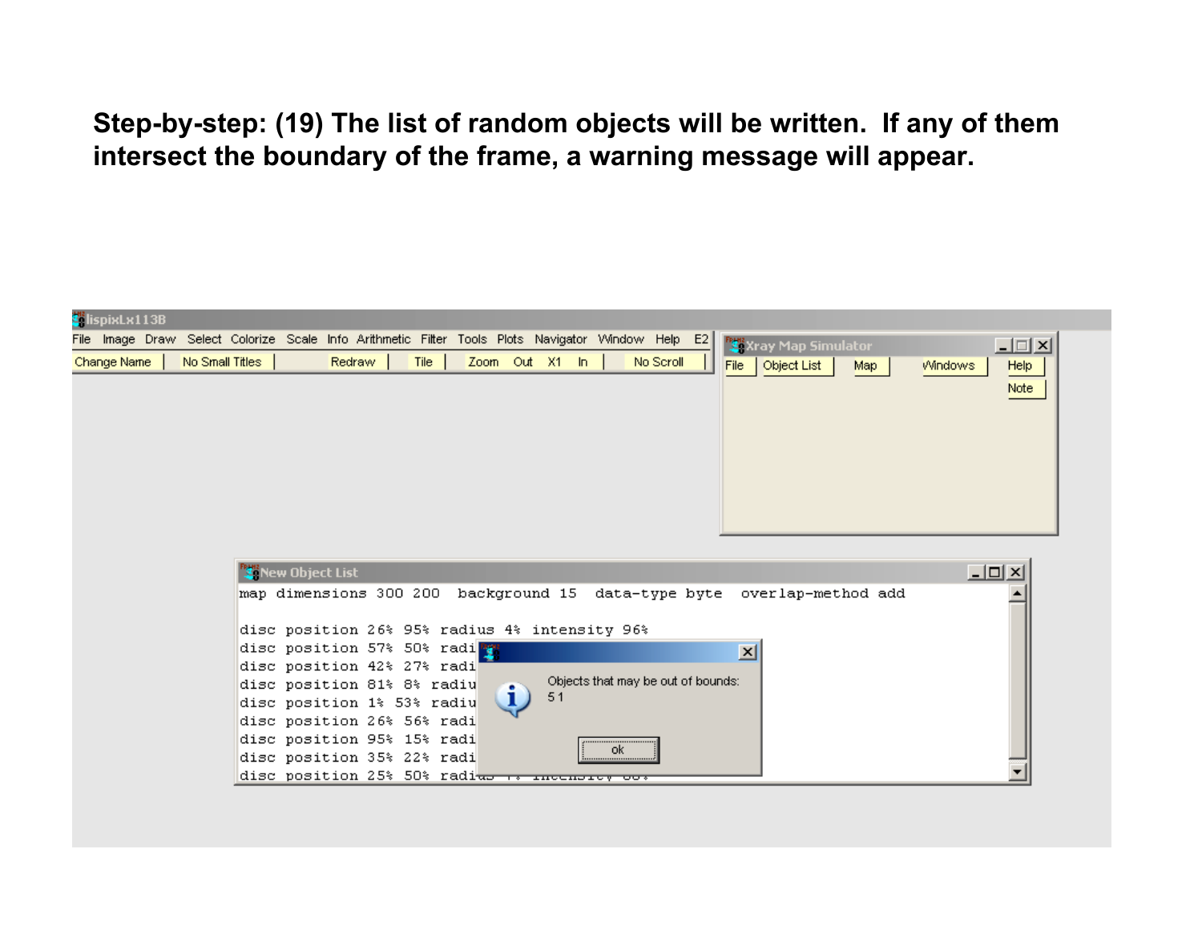**Step-by-step: (19) The list of random objects will be written. If any of them intersect the boundary of the frame, a warning message will appear.**

lispixLx113B

File Image Draw Select Colorize Scale Info Arithmetic Filter Tools Plots Navigator Window Help E2

Change Name | No Small Titles | Redraw | Tile | Zoom Out X1 In | No Scroll

Xray Map Simulator

File | Object List | Map | Windows | Help | Note

New Object List

```
map dimensions 300 200  background 15  data-type byte  overlap-method add

disc position 26% 95% radius 4% intensity 96%
disc position 57% 50% radi
disc position 42% 27% radi
disc position 81% 8% radiu
disc position 1% 53% radiu
disc position 26% 56% radi
disc position 95% 15% radi
disc position 35% 22% radi
disc position 25% 50% radius
```

Objects that may be out of bounds:
5 1

ok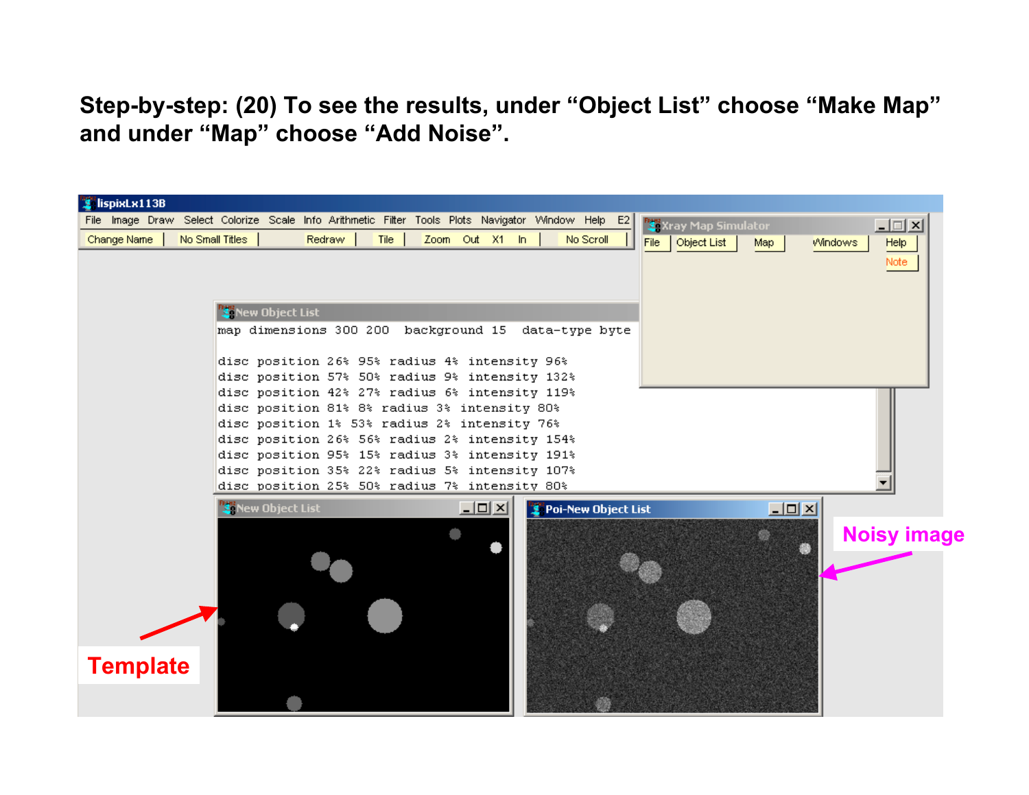**Step-by-step: (20) To see the results, under "Object List" choose "Make Map" and under "Map" choose "Add Noise".**

lispixLx113B

File Image Draw Select Colorize Scale Info Arithmetic Filter Tools Plots Navigator Window Help E2

Change Name | No Small Titles | Redraw | Tile | Zoom Out X1 In | No Scroll

Xray Map Simulator

File | Object List | Map | Windows | Help

Note

New Object List

```
map dimensions 300 200  background 15  data-type byte

disc position 26% 95% radius 4% intensity 96%
disc position 57% 50% radius 9% intensity 132%
disc position 42% 27% radius 6% intensity 119%
disc position 81% 8% radius 3% intensity 80%
disc position 1% 53% radius 2% intensity 76%
disc position 26% 56% radius 2% intensity 154%
disc position 95% 15% radius 3% intensity 191%
disc position 35% 22% radius 5% intensity 107%
disc position 25% 50% radius 7% intensity 80%
```

New Object List

Poi-New Object List

Noisy image

Template